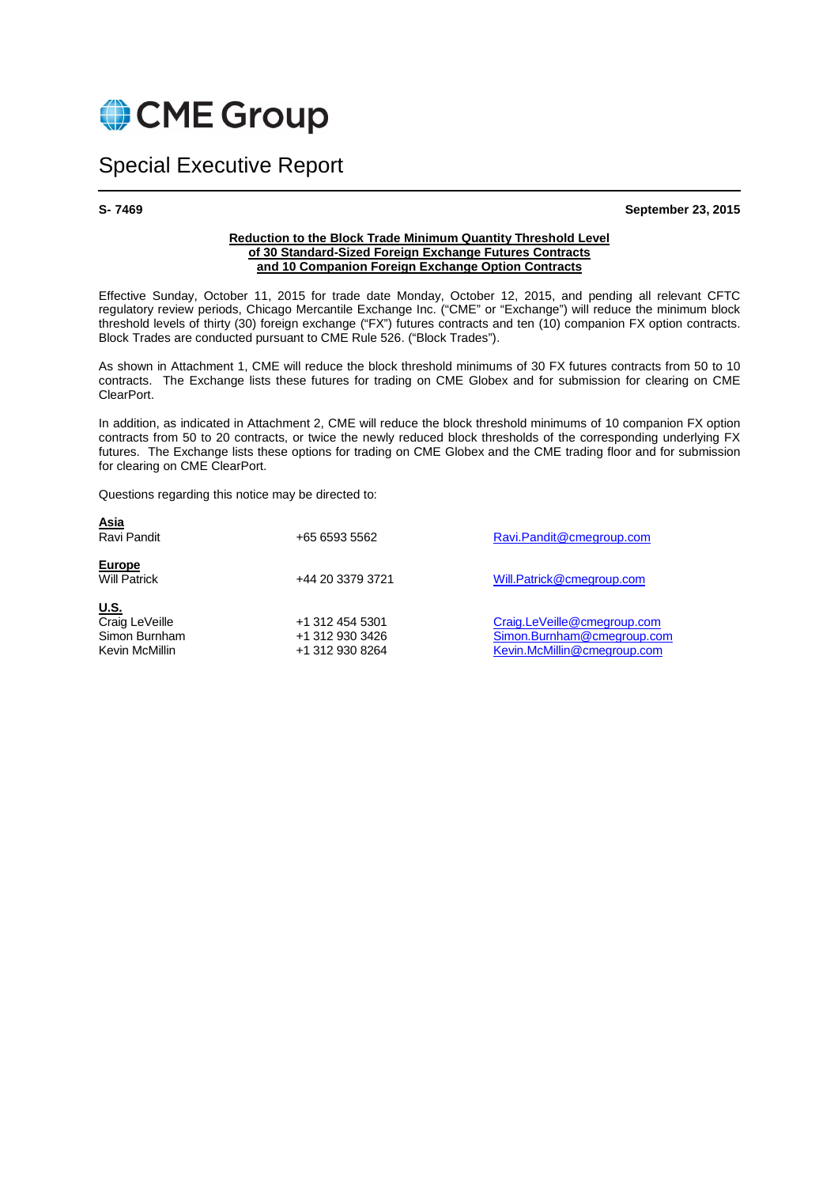# CME Group

## Special Executive Report

**S- 7469** **September 23, 2015**

**Reduction to the Block Trade Minimum Quantity Threshold Level of 30 Standard-Sized Foreign Exchange Futures Contracts and 10 Companion Foreign Exchange Option Contracts**

Effective Sunday, October 11, 2015 for trade date Monday, October 12, 2015, and pending all relevant CFTC regulatory review periods, Chicago Mercantile Exchange Inc. ("CME" or "Exchange") will reduce the minimum block threshold levels of thirty (30) foreign exchange ("FX") futures contracts and ten (10) companion FX option contracts. Block Trades are conducted pursuant to CME Rule 526. ("Block Trades").

As shown in Attachment 1, CME will reduce the block threshold minimums of 30 FX futures contracts from 50 to 10 contracts. The Exchange lists these futures for trading on CME Globex and for submission for clearing on CME ClearPort.

In addition, as indicated in Attachment 2, CME will reduce the block threshold minimums of 10 companion FX option contracts from 50 to 20 contracts, or twice the newly reduced block thresholds of the corresponding underlying FX futures. The Exchange lists these options for trading on CME Globex and the CME trading floor and for submission for clearing on CME ClearPort.

Questions regarding this notice may be directed to:

**Asia**

| | | |
|---|---|---|
| Ravi Pandit | +65 6593 5562 | Ravi.Pandit@cmegroup.com |

**Europe**

| | | |
|---|---|---|
| Will Patrick | +44 20 3379 3721 | Will.Patrick@cmegroup.com |

**U.S.**

| | | |
|---|---|---|
| Craig LeVeille | +1 312 454 5301 | Craig.LeVeille@cmegroup.com |
| Simon Burnham | +1 312 930 3426 | Simon.Burnham@cmegroup.com |
| Kevin McMillin | +1 312 930 8264 | Kevin.McMillin@cmegroup.com |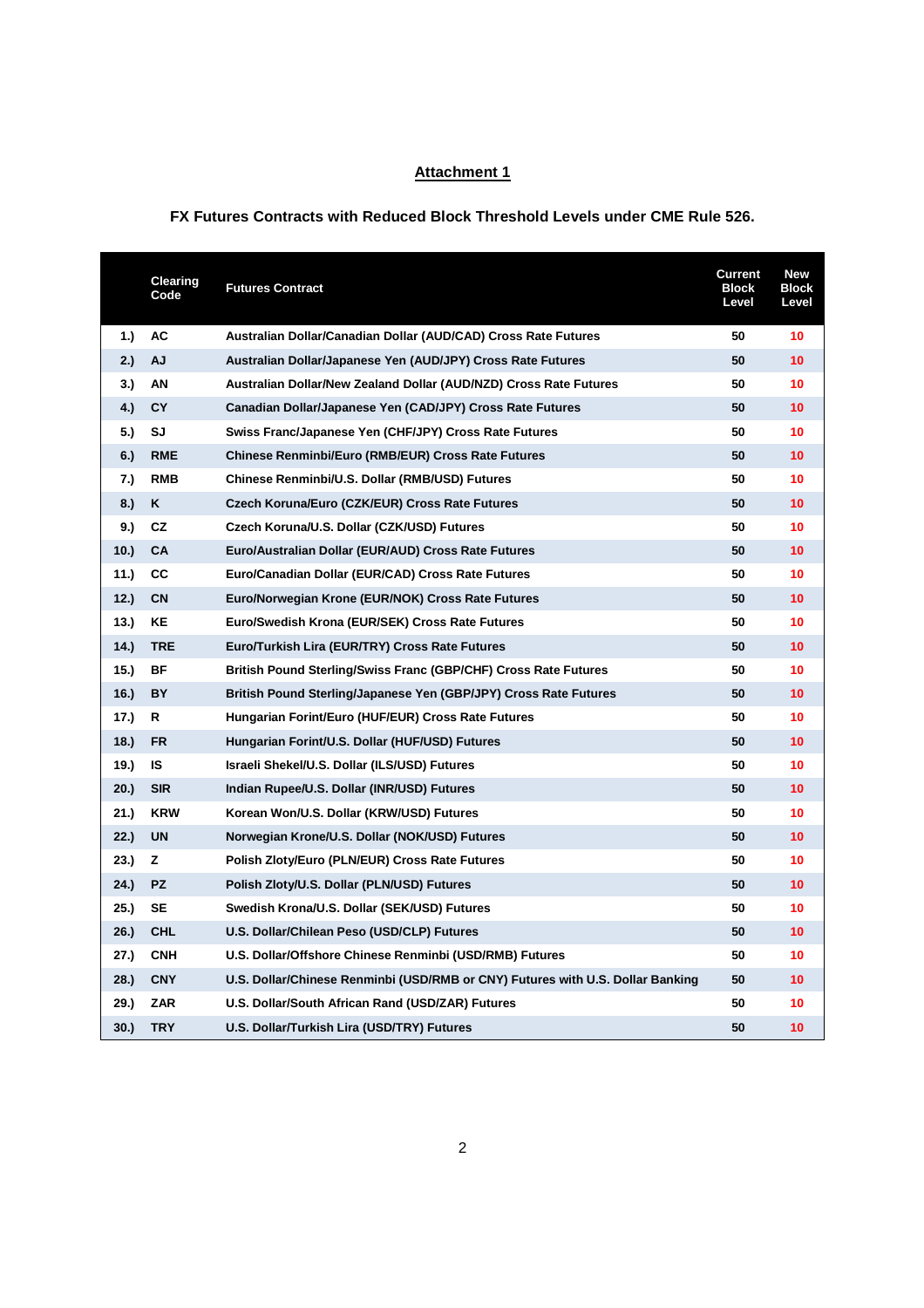## Attachment 1

### FX Futures Contracts with Reduced Block Threshold Levels under CME Rule 526.

| | Clearing Code | Futures Contract | Current Block Level | New Block Level |
|---|---|---|---|---|
| 1.) | AC | Australian Dollar/Canadian Dollar (AUD/CAD) Cross Rate Futures | 50 | 10 |
| 2.) | AJ | Australian Dollar/Japanese Yen (AUD/JPY) Cross Rate Futures | 50 | 10 |
| 3.) | AN | Australian Dollar/New Zealand Dollar (AUD/NZD) Cross Rate Futures | 50 | 10 |
| 4.) | CY | Canadian Dollar/Japanese Yen (CAD/JPY) Cross Rate Futures | 50 | 10 |
| 5.) | SJ | Swiss Franc/Japanese Yen (CHF/JPY) Cross Rate Futures | 50 | 10 |
| 6.) | RME | Chinese Renminbi/Euro (RMB/EUR) Cross Rate Futures | 50 | 10 |
| 7.) | RMB | Chinese Renminbi/U.S. Dollar (RMB/USD) Futures | 50 | 10 |
| 8.) | K | Czech Koruna/Euro (CZK/EUR) Cross Rate Futures | 50 | 10 |
| 9.) | CZ | Czech Koruna/U.S. Dollar (CZK/USD) Futures | 50 | 10 |
| 10.) | CA | Euro/Australian Dollar (EUR/AUD) Cross Rate Futures | 50 | 10 |
| 11.) | CC | Euro/Canadian Dollar (EUR/CAD) Cross Rate Futures | 50 | 10 |
| 12.) | CN | Euro/Norwegian Krone (EUR/NOK) Cross Rate Futures | 50 | 10 |
| 13.) | KE | Euro/Swedish Krona (EUR/SEK) Cross Rate Futures | 50 | 10 |
| 14.) | TRE | Euro/Turkish Lira (EUR/TRY) Cross Rate Futures | 50 | 10 |
| 15.) | BF | British Pound Sterling/Swiss Franc (GBP/CHF) Cross Rate Futures | 50 | 10 |
| 16.) | BY | British Pound Sterling/Japanese Yen (GBP/JPY) Cross Rate Futures | 50 | 10 |
| 17.) | R | Hungarian Forint/Euro (HUF/EUR) Cross Rate Futures | 50 | 10 |
| 18.) | FR | Hungarian Forint/U.S. Dollar (HUF/USD) Futures | 50 | 10 |
| 19.) | IS | Israeli Shekel/U.S. Dollar (ILS/USD) Futures | 50 | 10 |
| 20.) | SIR | Indian Rupee/U.S. Dollar (INR/USD) Futures | 50 | 10 |
| 21.) | KRW | Korean Won/U.S. Dollar (KRW/USD) Futures | 50 | 10 |
| 22.) | UN | Norwegian Krone/U.S. Dollar (NOK/USD) Futures | 50 | 10 |
| 23.) | Z | Polish Zloty/Euro (PLN/EUR) Cross Rate Futures | 50 | 10 |
| 24.) | PZ | Polish Zloty/U.S. Dollar (PLN/USD) Futures | 50 | 10 |
| 25.) | SE | Swedish Krona/U.S. Dollar (SEK/USD) Futures | 50 | 10 |
| 26.) | CHL | U.S. Dollar/Chilean Peso (USD/CLP) Futures | 50 | 10 |
| 27.) | CNH | U.S. Dollar/Offshore Chinese Renminbi (USD/RMB) Futures | 50 | 10 |
| 28.) | CNY | U.S. Dollar/Chinese Renminbi (USD/RMB or CNY) Futures with U.S. Dollar Banking | 50 | 10 |
| 29.) | ZAR | U.S. Dollar/South African Rand (USD/ZAR) Futures | 50 | 10 |
| 30.) | TRY | U.S. Dollar/Turkish Lira (USD/TRY) Futures | 50 | 10 |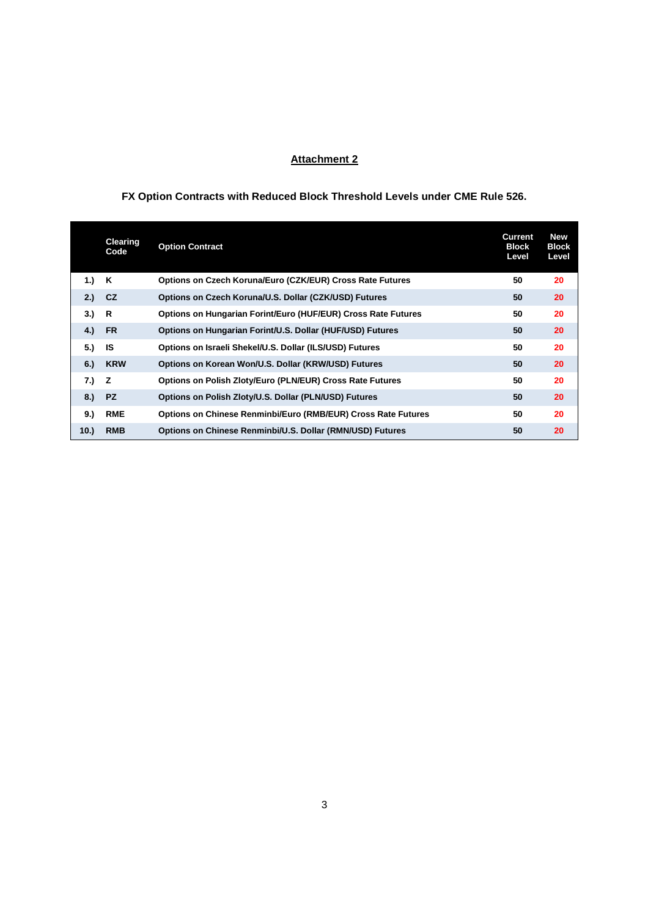**Attachment 2**

**FX Option Contracts with Reduced Block Threshold Levels under CME Rule 526.**

| | Clearing Code | Option Contract | Current Block Level | New Block Level |
|---|---|---|---|---|
| 1.) | K | Options on Czech Koruna/Euro (CZK/EUR) Cross Rate Futures | 50 | 20 |
| 2.) | CZ | Options on Czech Koruna/U.S. Dollar (CZK/USD) Futures | 50 | 20 |
| 3.) | R | Options on Hungarian Forint/Euro (HUF/EUR) Cross Rate Futures | 50 | 20 |
| 4.) | FR | Options on Hungarian Forint/U.S. Dollar (HUF/USD) Futures | 50 | 20 |
| 5.) | IS | Options on Israeli Shekel/U.S. Dollar (ILS/USD) Futures | 50 | 20 |
| 6.) | KRW | Options on Korean Won/U.S. Dollar (KRW/USD) Futures | 50 | 20 |
| 7.) | Z | Options on Polish Zloty/Euro (PLN/EUR) Cross Rate Futures | 50 | 20 |
| 8.) | PZ | Options on Polish Zloty/U.S. Dollar (PLN/USD) Futures | 50 | 20 |
| 9.) | RME | Options on Chinese Renminbi/Euro (RMB/EUR) Cross Rate Futures | 50 | 20 |
| 10.) | RMB | Options on Chinese Renminbi/U.S. Dollar (RMN/USD) Futures | 50 | 20 |